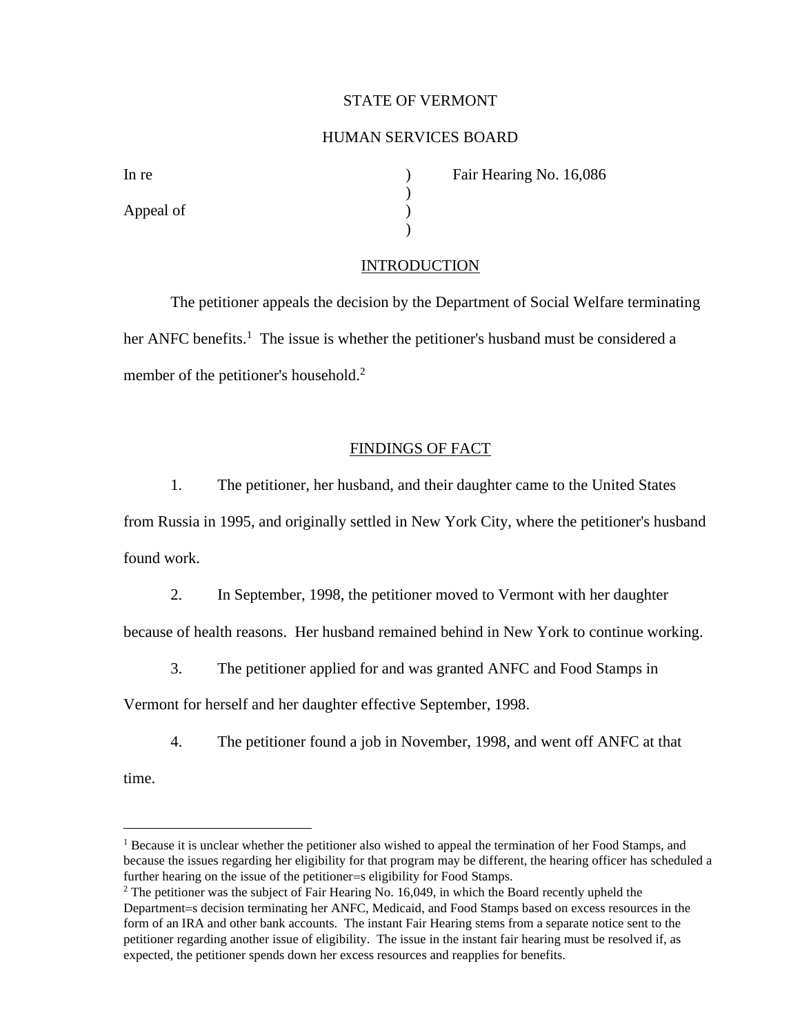STATE OF VERMONT

HUMAN SERVICES BOARD

| | | |
|---|---|---|
| In re | ) | Fair Hearing No. 16,086 |
| | ) | |
| Appeal of | ) | |
| | ) | |

## INTRODUCTION

The petitioner appeals the decision by the Department of Social Welfare terminating her ANFC benefits.[1] The issue is whether the petitioner's husband must be considered a member of the petitioner's household.[2]

## FINDINGS OF FACT

1. The petitioner, her husband, and their daughter came to the United States from Russia in 1995, and originally settled in New York City, where the petitioner's husband found work.

2. In September, 1998, the petitioner moved to Vermont with her daughter because of health reasons. Her husband remained behind in New York to continue working.

3. The petitioner applied for and was granted ANFC and Food Stamps in Vermont for herself and her daughter effective September, 1998.

4. The petitioner found a job in November, 1998, and went off ANFC at that time.

---

[1] Because it is unclear whether the petitioner also wished to appeal the termination of her Food Stamps, and because the issues regarding her eligibility for that program may be different, the hearing officer has scheduled a further hearing on the issue of the petitioner=s eligibility for Food Stamps.

[2] The petitioner was the subject of Fair Hearing No. 16,049, in which the Board recently upheld the Department=s decision terminating her ANFC, Medicaid, and Food Stamps based on excess resources in the form of an IRA and other bank accounts. The instant Fair Hearing stems from a separate notice sent to the petitioner regarding another issue of eligibility. The issue in the instant fair hearing must be resolved if, as expected, the petitioner spends down her excess resources and reapplies for benefits.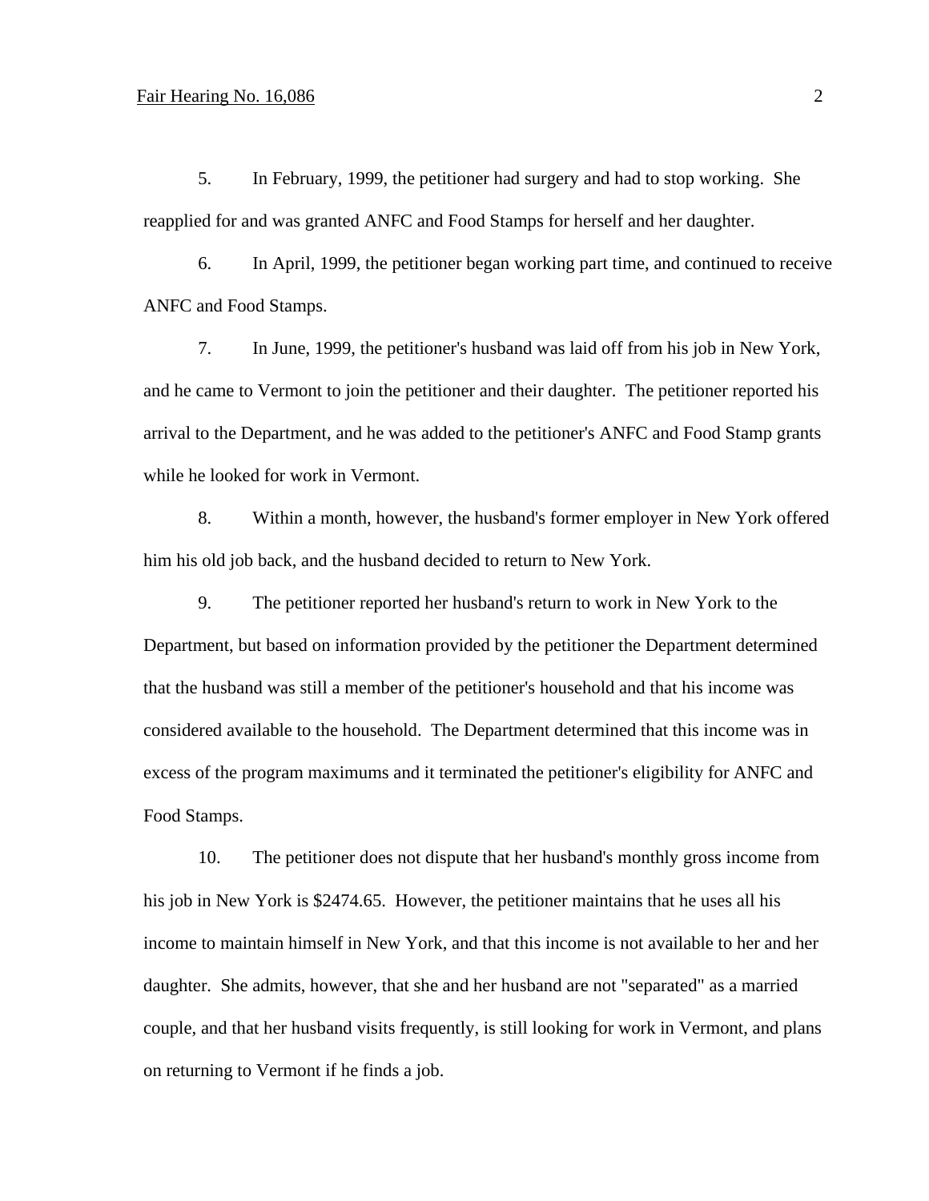5. In February, 1999, the petitioner had surgery and had to stop working. She reapplied for and was granted ANFC and Food Stamps for herself and her daughter.

6. In April, 1999, the petitioner began working part time, and continued to receive ANFC and Food Stamps.

7. In June, 1999, the petitioner's husband was laid off from his job in New York, and he came to Vermont to join the petitioner and their daughter. The petitioner reported his arrival to the Department, and he was added to the petitioner's ANFC and Food Stamp grants while he looked for work in Vermont.

8. Within a month, however, the husband's former employer in New York offered him his old job back, and the husband decided to return to New York.

9. The petitioner reported her husband's return to work in New York to the Department, but based on information provided by the petitioner the Department determined that the husband was still a member of the petitioner's household and that his income was considered available to the household. The Department determined that this income was in excess of the program maximums and it terminated the petitioner's eligibility for ANFC and Food Stamps.

10. The petitioner does not dispute that her husband's monthly gross income from his job in New York is $2474.65. However, the petitioner maintains that he uses all his income to maintain himself in New York, and that this income is not available to her and her daughter. She admits, however, that she and her husband are not "separated" as a married couple, and that her husband visits frequently, is still looking for work in Vermont, and plans on returning to Vermont if he finds a job.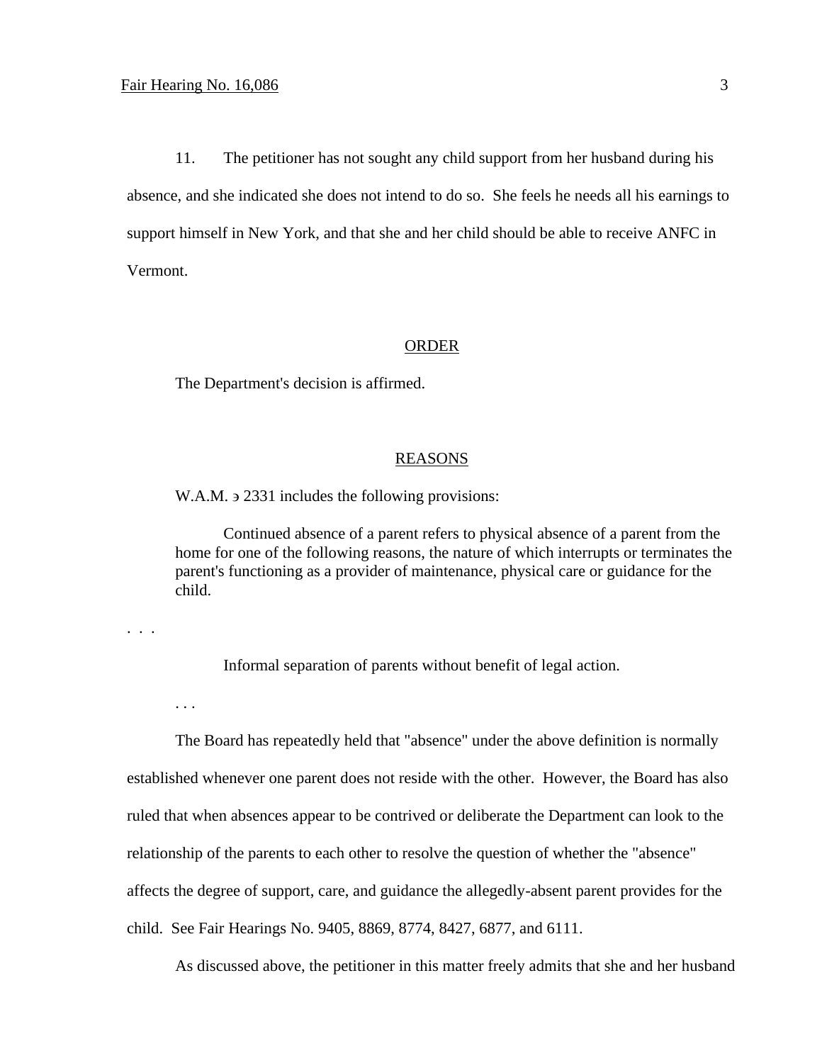11. The petitioner has not sought any child support from her husband during his absence, and she indicated she does not intend to do so. She feels he needs all his earnings to support himself in New York, and that she and her child should be able to receive ANFC in Vermont.

## ORDER

The Department's decision is affirmed.

## REASONS

W.A.M. э 2331 includes the following provisions:

> Continued absence of a parent refers to physical absence of a parent from the home for one of the following reasons, the nature of which interrupts or terminates the parent's functioning as a provider of maintenance, physical care or guidance for the child.

. . .

> Informal separation of parents without benefit of legal action.

. . .

The Board has repeatedly held that "absence" under the above definition is normally established whenever one parent does not reside with the other. However, the Board has also ruled that when absences appear to be contrived or deliberate the Department can look to the relationship of the parents to each other to resolve the question of whether the "absence" affects the degree of support, care, and guidance the allegedly-absent parent provides for the child. See Fair Hearings No. 9405, 8869, 8774, 8427, 6877, and 6111.

As discussed above, the petitioner in this matter freely admits that she and her husband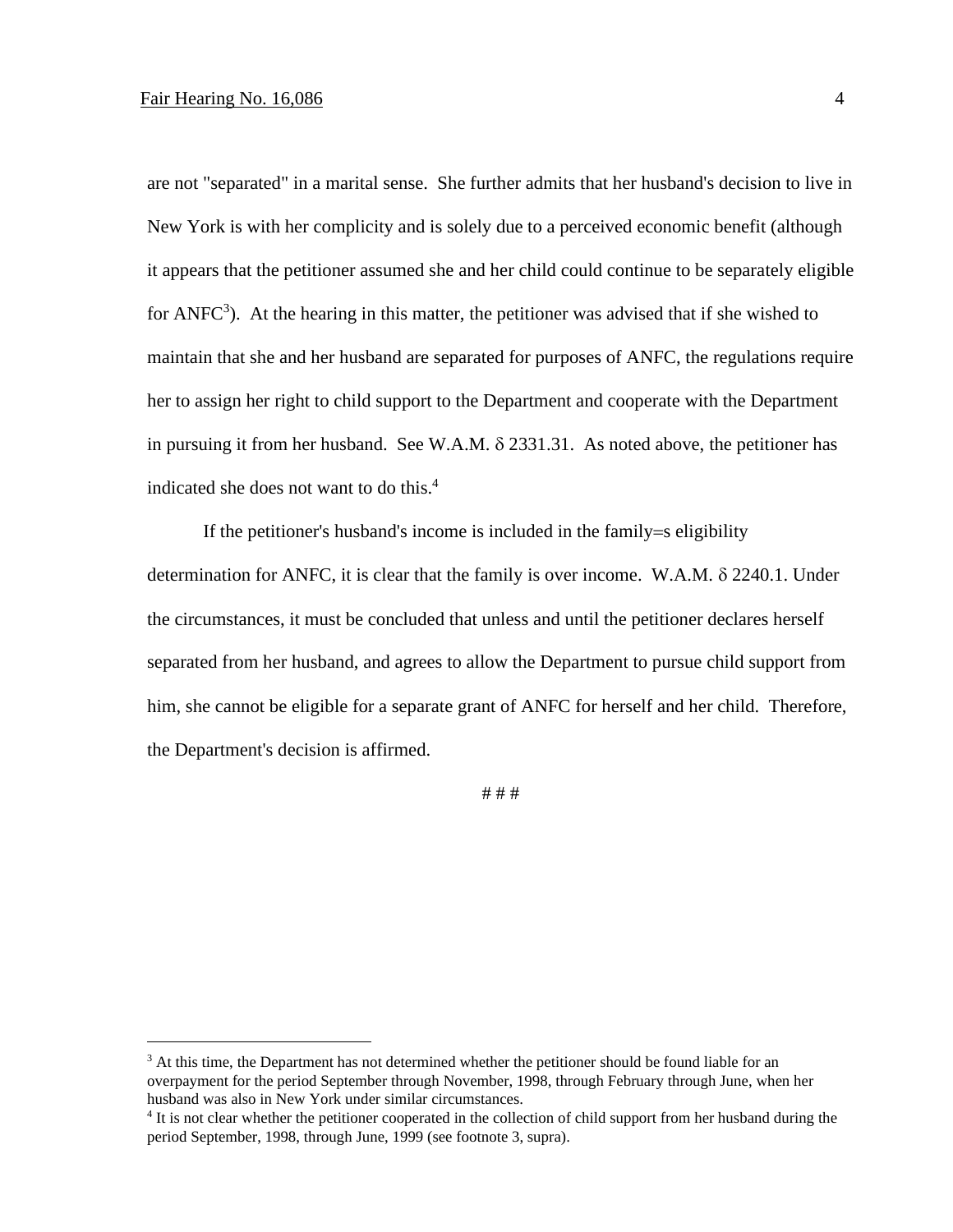are not "separated" in a marital sense. She further admits that her husband's decision to live in New York is with her complicity and is solely due to a perceived economic benefit (although it appears that the petitioner assumed she and her child could continue to be separately eligible for ANFC[3]). At the hearing in this matter, the petitioner was advised that if she wished to maintain that she and her husband are separated for purposes of ANFC, the regulations require her to assign her right to child support to the Department and cooperate with the Department in pursuing it from her husband. See W.A.M. δ 2331.31. As noted above, the petitioner has indicated she does not want to do this.[4]

If the petitioner's husband's income is included in the family=s eligibility determination for ANFC, it is clear that the family is over income. W.A.M. δ 2240.1. Under the circumstances, it must be concluded that unless and until the petitioner declares herself separated from her husband, and agrees to allow the Department to pursue child support from him, she cannot be eligible for a separate grant of ANFC for herself and her child. Therefore, the Department's decision is affirmed.

# # #

---

[3] At this time, the Department has not determined whether the petitioner should be found liable for an overpayment for the period September through November, 1998, through February through June, when her husband was also in New York under similar circumstances.

[4] It is not clear whether the petitioner cooperated in the collection of child support from her husband during the period September, 1998, through June, 1999 (see footnote 3, supra).